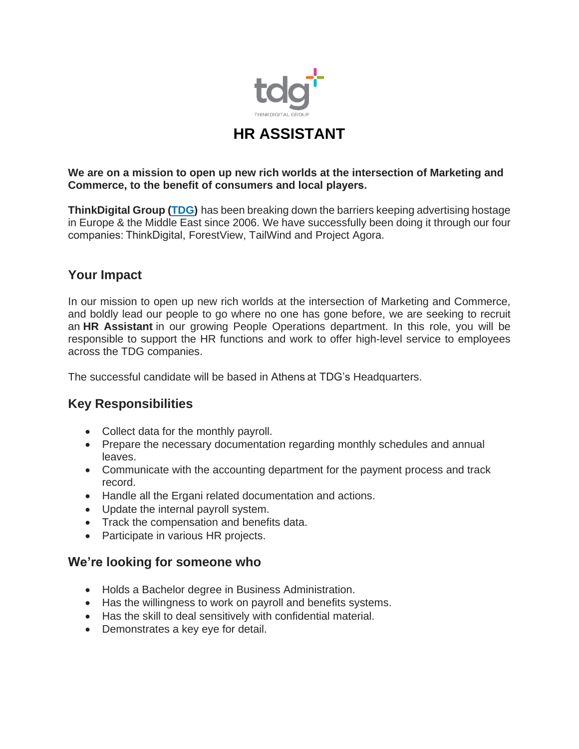# HR ASSISTANT

**We are on a mission to open up new rich worlds at the intersection of Marketing and Commerce, to the benefit of consumers and local players.**

**ThinkDigital Group (TDG)** has been breaking down the barriers keeping advertising hostage in Europe & the Middle East since 2006. We have successfully been doing it through our four companies: ThinkDigital, ForestView, TailWind and Project Agora.

## Your Impact

In our mission to open up new rich worlds at the intersection of Marketing and Commerce, and boldly lead our people to go where no one has gone before, we are seeking to recruit an **HR Assistant** in our growing People Operations department. In this role, you will be responsible to support the HR functions and work to offer high-level service to employees across the TDG companies.

The successful candidate will be based in Athens at TDG's Headquarters.

## Key Responsibilities

- Collect data for the monthly payroll.
- Prepare the necessary documentation regarding monthly schedules and annual leaves.
- Communicate with the accounting department for the payment process and track record.
- Handle all the Ergani related documentation and actions.
- Update the internal payroll system.
- Track the compensation and benefits data.
- Participate in various HR projects.

## We're looking for someone who

- Holds a Bachelor degree in Business Administration.
- Has the willingness to work on payroll and benefits systems.
- Has the skill to deal sensitively with confidential material.
- Demonstrates a key eye for detail.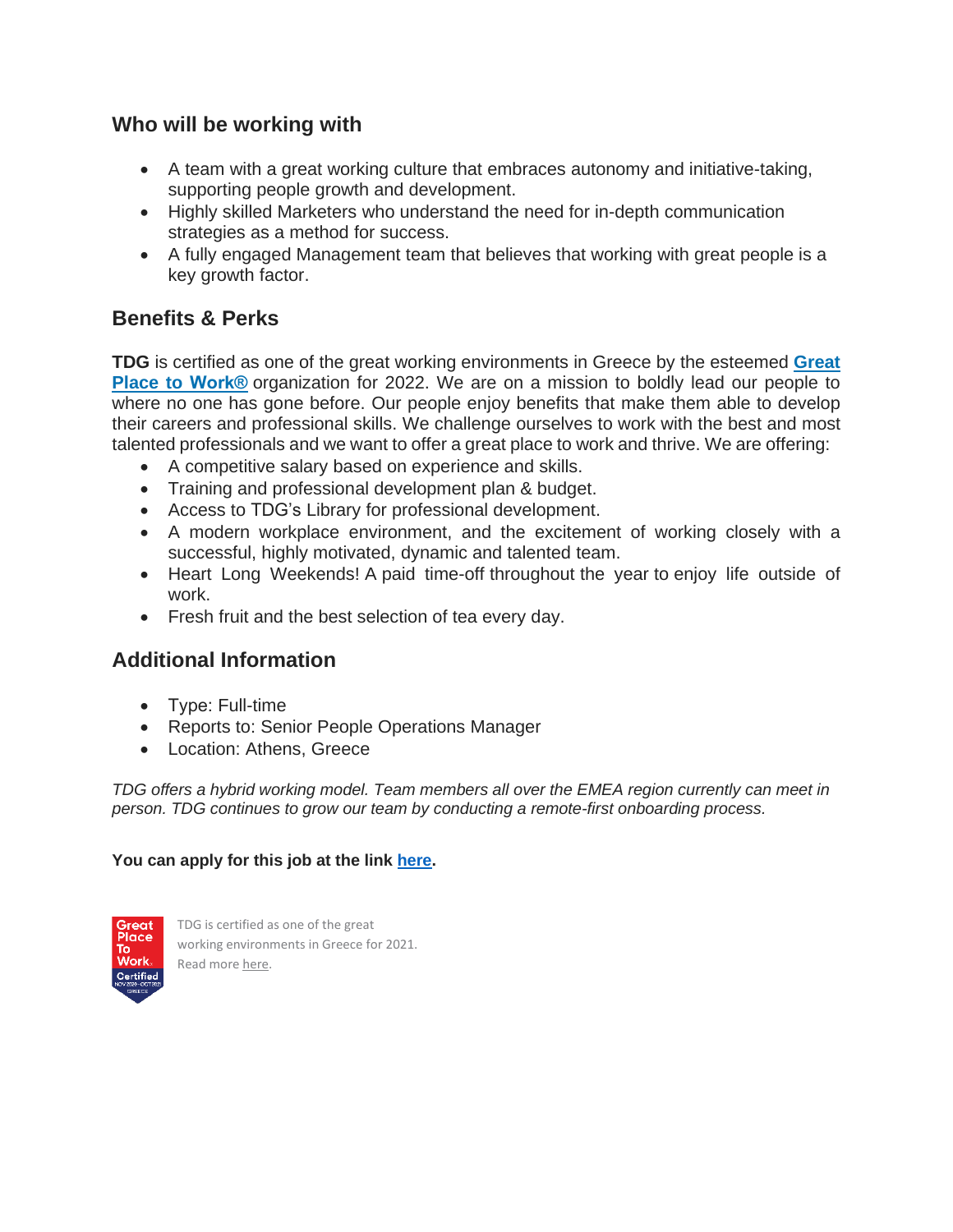## Who will be working with

- A team with a great working culture that embraces autonomy and initiative-taking, supporting people growth and development.
- Highly skilled Marketers who understand the need for in-depth communication strategies as a method for success.
- A fully engaged Management team that believes that working with great people is a key growth factor.

## Benefits & Perks

**TDG** is certified as one of the great working environments in Greece by the esteemed **Great Place to Work®** organization for 2022. We are on a mission to boldly lead our people to where no one has gone before. Our people enjoy benefits that make them able to develop their careers and professional skills. We challenge ourselves to work with the best and most talented professionals and we want to offer a great place to work and thrive. We are offering:

- A competitive salary based on experience and skills.
- Training and professional development plan & budget.
- Access to TDG's Library for professional development.
- A modern workplace environment, and the excitement of working closely with a successful, highly motivated, dynamic and talented team.
- Heart Long Weekends! A paid time-off throughout the year to enjoy life outside of work.
- Fresh fruit and the best selection of tea every day.

## Additional Information

- Type: Full-time
- Reports to: Senior People Operations Manager
- Location: Athens, Greece

*TDG offers a hybrid working model. Team members all over the EMEA region currently can meet in person. TDG continues to grow our team by conducting a remote-first onboarding process.*

**You can apply for this job at the link here.**

TDG is certified as one of the great working environments in Greece for 2021. Read more here.